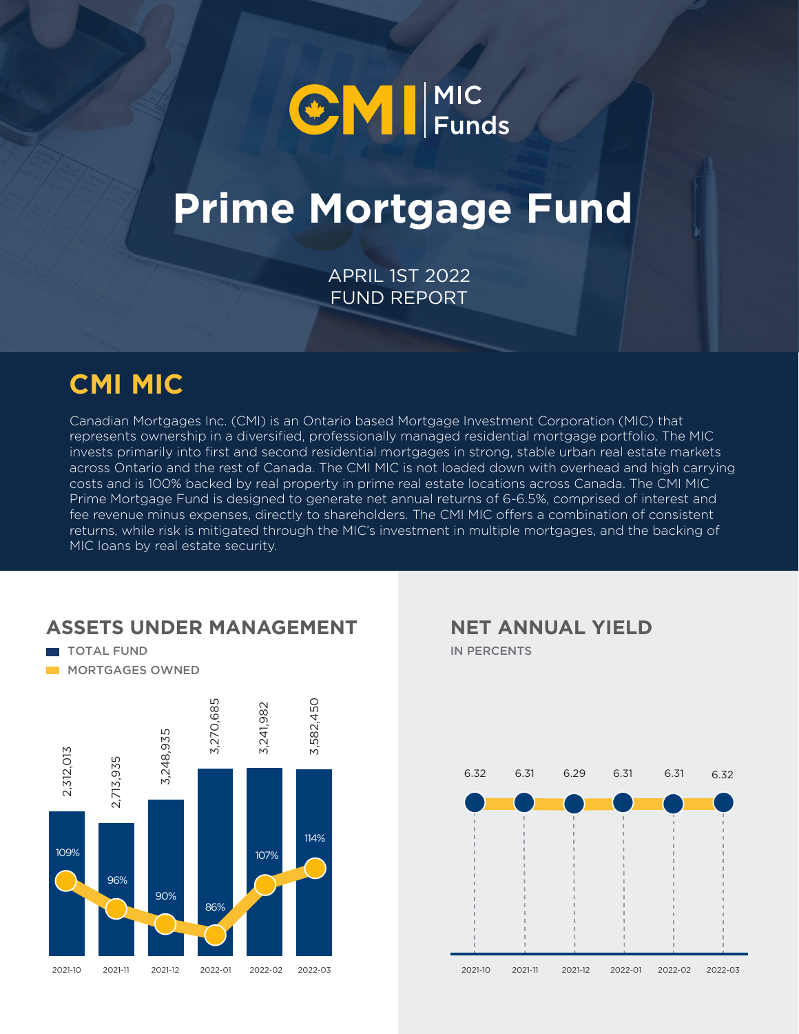CMI | MIC Funds

# Prime Mortgage Fund

APRIL 1ST 2022
FUND REPORT

## CMI MIC

Canadian Mortgages Inc. (CMI) is an Ontario based Mortgage Investment Corporation (MIC) that represents ownership in a diversified, professionally managed residential mortgage portfolio. The MIC invests primarily into first and second residential mortgages in strong, stable urban real estate markets across Ontario and the rest of Canada. The CMI MIC is not loaded down with overhead and high carrying costs and is 100% backed by real property in prime real estate locations across Canada. The CMI MIC Prime Mortgage Fund is designed to generate net annual returns of 6-6.5%, comprised of interest and fee revenue minus expenses, directly to shareholders. The CMI MIC offers a combination of consistent returns, while risk is mitigated through the MIC's investment in multiple mortgages, and the backing of MIC loans by real estate security.

## ASSETS UNDER MANAGEMENT

TOTAL FUND
MORTGAGES OWNED

| | 2021-10 | 2021-11 | 2021-12 | 2022-01 | 2022-02 | 2022-03 |
|---|---|---|---|---|---|---|
| Total Fund | 2,312,013 | 2,713,935 | 3,248,935 | 3,270,685 | 3,241,982 | 3,582,450 |
| Mortgages Owned | 109% | 96% | 90% | 86% | 107% | 114% |

## NET ANNUAL YIELD

IN PERCENTS

| 2021-10 | 2021-11 | 2021-12 | 2022-01 | 2022-02 | 2022-03 |
|---|---|---|---|---|---|
| 6.32 | 6.31 | 6.29 | 6.31 | 6.31 | 6.32 |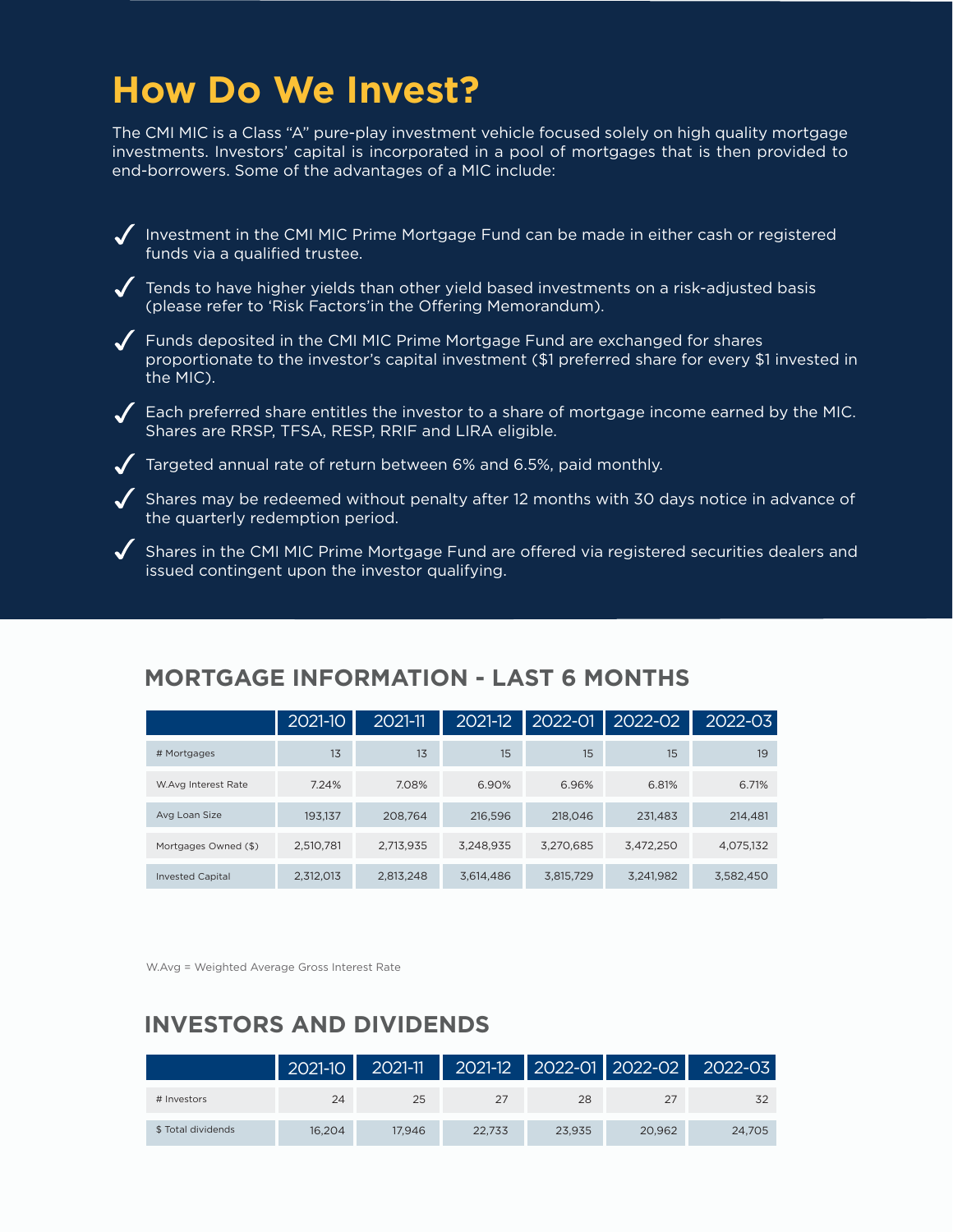# How Do We Invest?

The CMI MIC is a Class "A" pure-play investment vehicle focused solely on high quality mortgage investments. Investors' capital is incorporated in a pool of mortgages that is then provided to end-borrowers. Some of the advantages of a MIC include:

- ✓ Investment in the CMI MIC Prime Mortgage Fund can be made in either cash or registered funds via a qualified trustee.
- ✓ Tends to have higher yields than other yield based investments on a risk-adjusted basis (please refer to 'Risk Factors'in the Offering Memorandum).
- ✓ Funds deposited in the CMI MIC Prime Mortgage Fund are exchanged for shares proportionate to the investor's capital investment ($1 preferred share for every $1 invested in the MIC).
- ✓ Each preferred share entitles the investor to a share of mortgage income earned by the MIC. Shares are RRSP, TFSA, RESP, RRIF and LIRA eligible.
- ✓ Targeted annual rate of return between 6% and 6.5%, paid monthly.
- ✓ Shares may be redeemed without penalty after 12 months with 30 days notice in advance of the quarterly redemption period.
- ✓ Shares in the CMI MIC Prime Mortgage Fund are offered via registered securities dealers and issued contingent upon the investor qualifying.

## MORTGAGE INFORMATION - LAST 6 MONTHS

| | 2021-10 | 2021-11 | 2021-12 | 2022-01 | 2022-02 | 2022-03 |
|---|---|---|---|---|---|---|
| # Mortgages | 13 | 13 | 15 | 15 | 15 | 19 |
| W.Avg Interest Rate | 7.24% | 7.08% | 6.90% | 6.96% | 6.81% | 6.71% |
| Avg Loan Size | 193,137 | 208,764 | 216,596 | 218,046 | 231,483 | 214,481 |
| Mortgages Owned ($) | 2,510,781 | 2,713,935 | 3,248,935 | 3,270,685 | 3,472,250 | 4,075,132 |
| Invested Capital | 2,312,013 | 2,813,248 | 3,614,486 | 3,815,729 | 3,241,982 | 3,582,450 |

W.Avg = Weighted Average Gross Interest Rate

## INVESTORS AND DIVIDENDS

| | 2021-10 | 2021-11 | 2021-12 | 2022-01 | 2022-02 | 2022-03 |
|---|---|---|---|---|---|---|
| # Investors | 24 | 25 | 27 | 28 | 27 | 32 |
| $ Total dividends | 16,204 | 17,946 | 22,733 | 23,935 | 20,962 | 24,705 |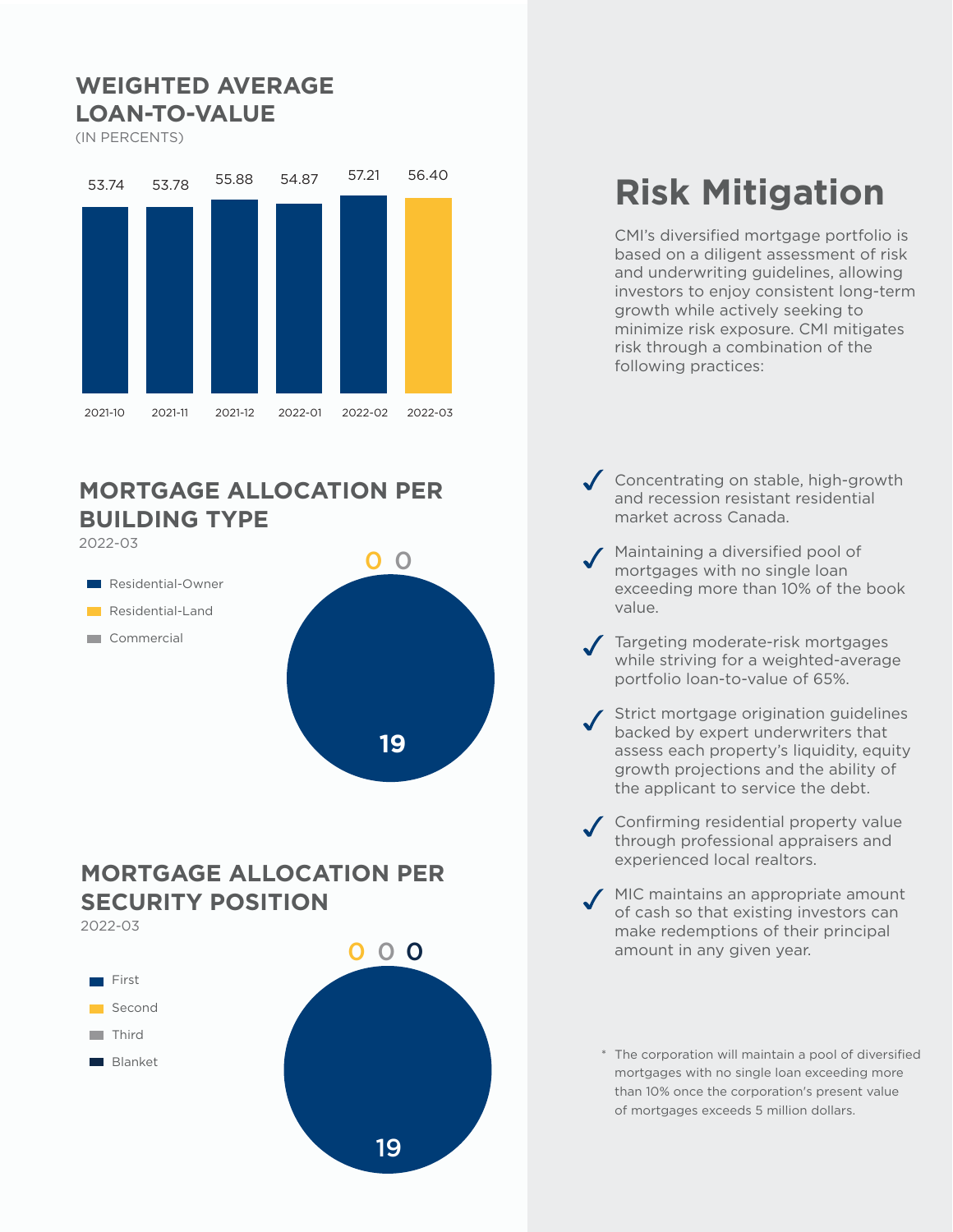## WEIGHTED AVERAGE LOAN-TO-VALUE

(IN PERCENTS)

| 2021-10 | 2021-11 | 2021-12 | 2022-01 | 2022-02 | 2022-03 |
|---|---|---|---|---|---|
| 53.74 | 53.78 | 55.88 | 54.87 | 57.21 | 56.40 |

## MORTGAGE ALLOCATION PER BUILDING TYPE

2022-03

| Building Type | Count |
|---|---|
| Residential-Owner | 19 |
| Residential-Land | 0 |
| Commercial | 0 |

## MORTGAGE ALLOCATION PER SECURITY POSITION

2022-03

| Security Position | Count |
|---|---|
| First | 19 |
| Second | 0 |
| Third | 0 |
| Blanket | 0 |

# Risk Mitigation

CMI's diversified mortgage portfolio is based on a diligent assessment of risk and underwriting guidelines, allowing investors to enjoy consistent long-term growth while actively seeking to minimize risk exposure. CMI mitigates risk through a combination of the following practices:

- Concentrating on stable, high-growth and recession resistant residential market across Canada.
- Maintaining a diversified pool of mortgages with no single loan exceeding more than 10% of the book value.
- Targeting moderate-risk mortgages while striving for a weighted-average portfolio loan-to-value of 65%.
- Strict mortgage origination guidelines backed by expert underwriters that assess each property's liquidity, equity growth projections and the ability of the applicant to service the debt.
- Confirming residential property value through professional appraisers and experienced local realtors.
- MIC maintains an appropriate amount of cash so that existing investors can make redemptions of their principal amount in any given year.

* The corporation will maintain a pool of diversified mortgages with no single loan exceeding more than 10% once the corporation's present value of mortgages exceeds 5 million dollars.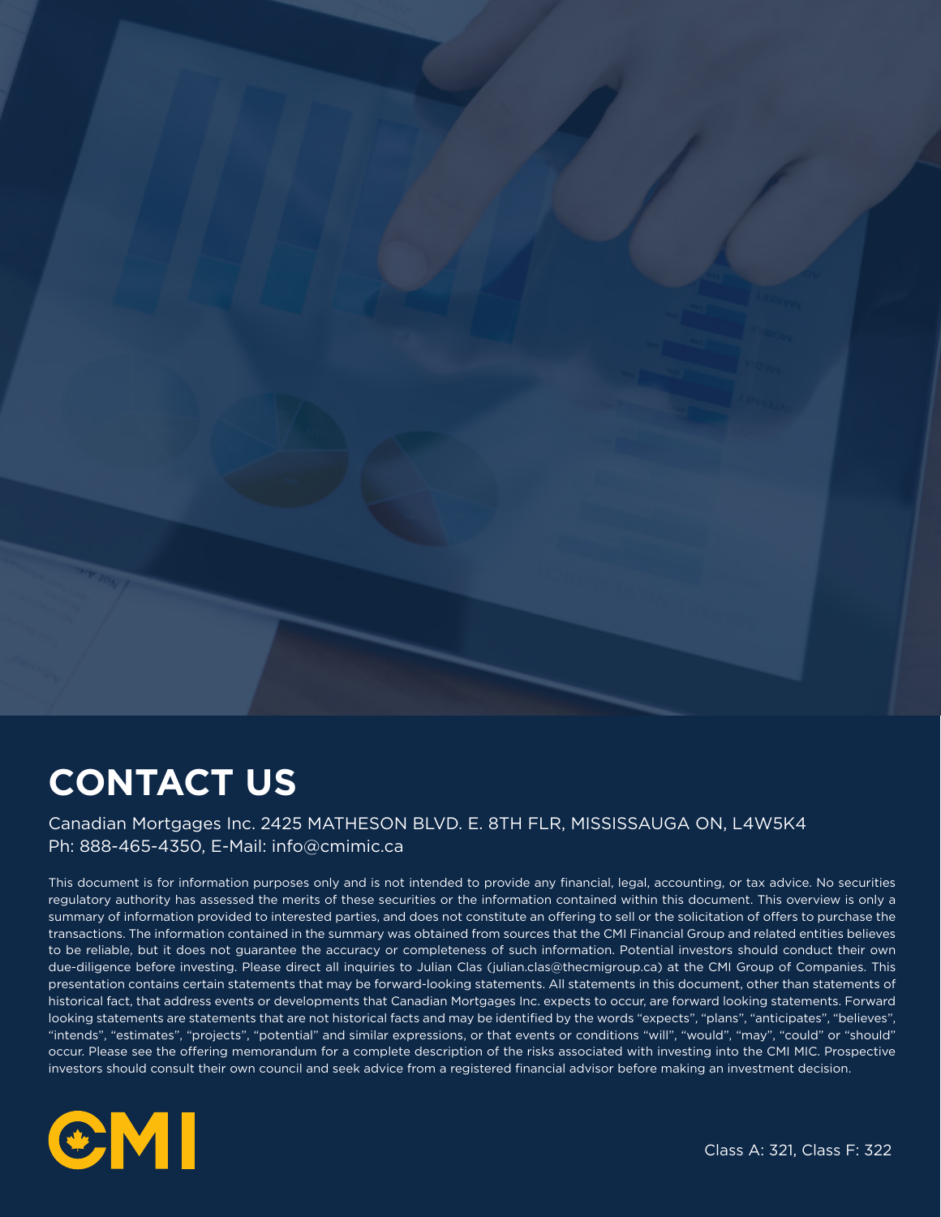# CONTACT US

Canadian Mortgages Inc. 2425 MATHESON BLVD. E. 8TH FLR, MISSISSAUGA ON, L4W5K4
Ph: 888-465-4350, E-Mail: info@cmimic.ca

This document is for information purposes only and is not intended to provide any financial, legal, accounting, or tax advice. No securities regulatory authority has assessed the merits of these securities or the information contained within this document. This overview is only a summary of information provided to interested parties, and does not constitute an offering to sell or the solicitation of offers to purchase the transactions. The information contained in the summary was obtained from sources that the CMI Financial Group and related entities believes to be reliable, but it does not guarantee the accuracy or completeness of such information. Potential investors should conduct their own due-diligence before investing. Please direct all inquiries to Julian Clas (julian.clas@thecmigroup.ca) at the CMI Group of Companies. This presentation contains certain statements that may be forward-looking statements. All statements in this document, other than statements of historical fact, that address events or developments that Canadian Mortgages Inc. expects to occur, are forward looking statements. Forward looking statements are statements that are not historical facts and may be identified by the words "expects", "plans", "anticipates", "believes", "intends", "estimates", "projects", "potential" and similar expressions, or that events or conditions "will", "would", "may", "could" or "should" occur. Please see the offering memorandum for a complete description of the risks associated with investing into the CMI MIC. Prospective investors should consult their own council and seek advice from a registered financial advisor before making an investment decision.

CMI

Class A: 321, Class F: 322